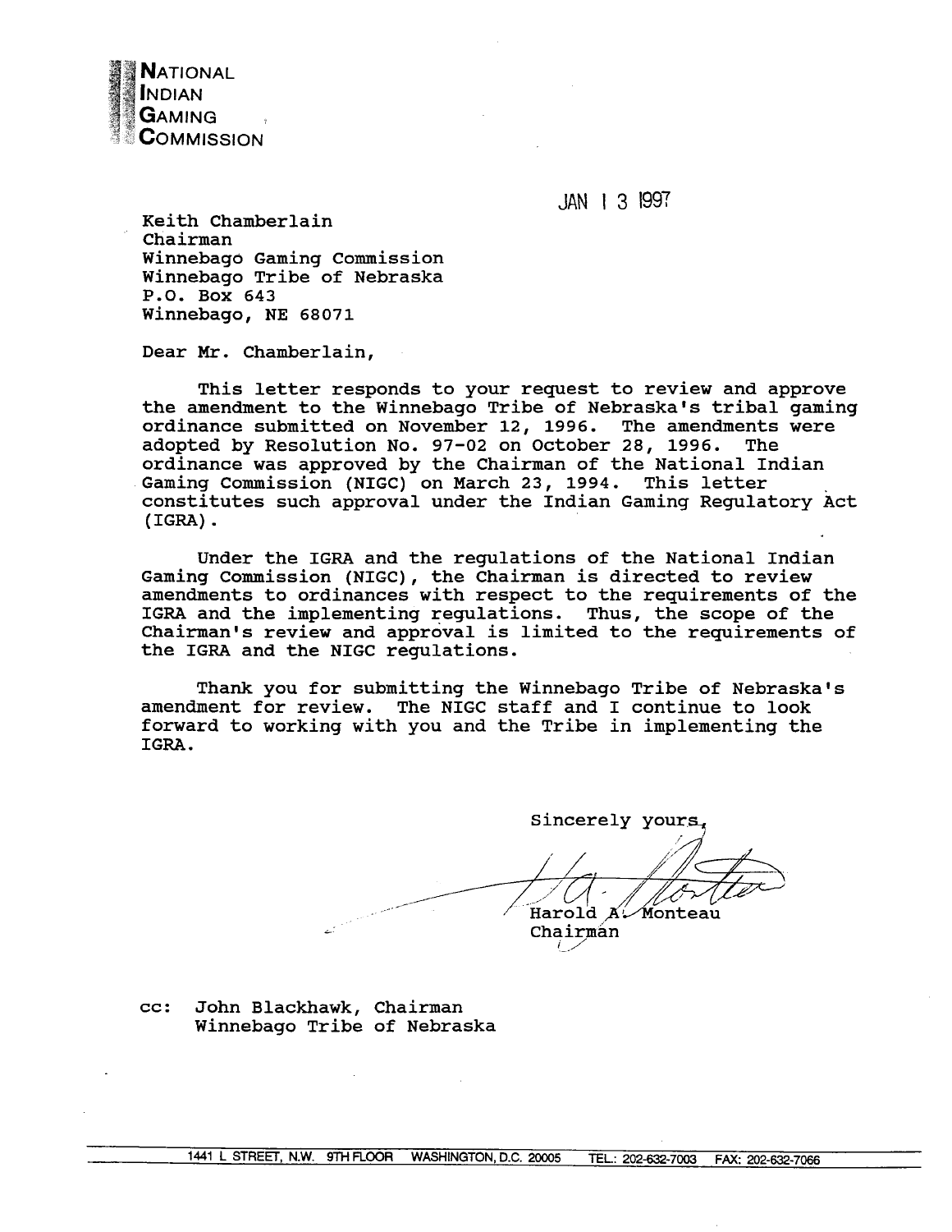**NATIONAL INDIAN GAMING COMMISSION**

JAN 13 1997

Keith Chamberlain
Chairman
Winnebago Gaming Commission
Winnebago Tribe of Nebraska
P.O. Box 643
Winnebago, NE 68071

Dear Mr. Chamberlain,

This letter responds to your request to review and approve the amendment to the Winnebago Tribe of Nebraska's tribal gaming ordinance submitted on November 12, 1996. The amendments were adopted by Resolution No. 97-02 on October 28, 1996. The ordinance was approved by the Chairman of the National Indian Gaming Commission (NIGC) on March 23, 1994. This letter constitutes such approval under the Indian Gaming Regulatory Act (IGRA).

Under the IGRA and the regulations of the National Indian Gaming Commission (NIGC), the Chairman is directed to review amendments to ordinances with respect to the requirements of the IGRA and the implementing regulations. Thus, the scope of the Chairman's review and approval is limited to the requirements of the IGRA and the NIGC regulations.

Thank you for submitting the Winnebago Tribe of Nebraska's amendment for review. The NIGC staff and I continue to look forward to working with you and the Tribe in implementing the IGRA.

Sincerely yours,

Harold A. Monteau
Chairman

cc: John Blackhawk, Chairman
Winnebago Tribe of Nebraska

1441 L STREET, N.W. 9TH FLOOR WASHINGTON, D.C. 20005 TEL.: 202-632-7003 FAX: 202-632-7066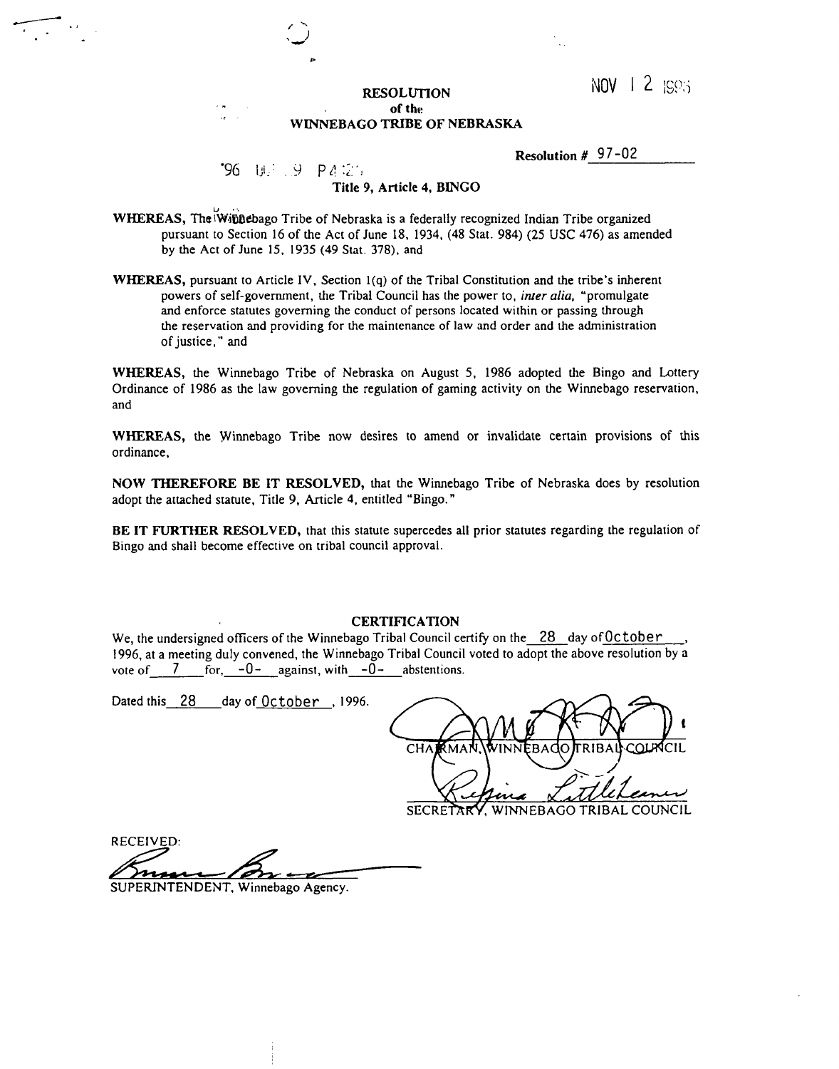NOV 12 1996

**RESOLUTION**
**of the**
**WINNEBAGO TRIBE OF NEBRASKA**

'96 OCT 9 P4:26

**Resolution #** 97-02

**Title 9, Article 4, BINGO**

**WHEREAS,** The Winnebago Tribe of Nebraska is a federally recognized Indian Tribe organized pursuant to Section 16 of the Act of June 18, 1934, (48 Stat. 984) (25 USC 476) as amended by the Act of June 15, 1935 (49 Stat. 378), and

**WHEREAS,** pursuant to Article IV, Section 1(q) of the Tribal Constitution and the tribe's inherent powers of self-government, the Tribal Council has the power to, *inter alia,* "promulgate and enforce statutes governing the conduct of persons located within or passing through the reservation and providing for the maintenance of law and order and the administration of justice," and

**WHEREAS,** the Winnebago Tribe of Nebraska on August 5, 1986 adopted the Bingo and Lottery Ordinance of 1986 as the law governing the regulation of gaming activity on the Winnebago reservation, and

**WHEREAS,** the Winnebago Tribe now desires to amend or invalidate certain provisions of this ordinance,

**NOW THEREFORE BE IT RESOLVED,** that the Winnebago Tribe of Nebraska does by resolution adopt the attached statute, Title 9, Article 4, entitled "Bingo."

**BE IT FURTHER RESOLVED,** that this statute supercedes all prior statutes regarding the regulation of Bingo and shall become effective on tribal council approval.

**CERTIFICATION**

We, the undersigned officers of the Winnebago Tribal Council certify on the 28 day of October, 1996, at a meeting duly convened, the Winnebago Tribal Council voted to adopt the above resolution by a vote of 7 for, -0- against, with -0- abstentions.

Dated this 28 day of October, 1996.

CHAIRMAN, WINNEBAGO TRIBAL COUNCIL

SECRETARY, WINNEBAGO TRIBAL COUNCIL

RECEIVED:

SUPERINTENDENT, Winnebago Agency.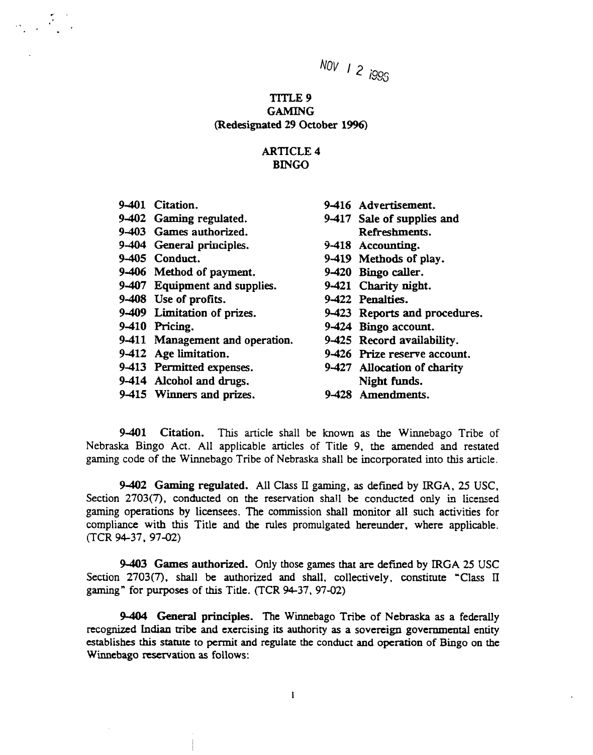NOV 12 1998

# TITLE 9
# GAMING
(Redesignated 29 October 1996)

## ARTICLE 4
## BINGO

| | | | |
|---|---|---|---|
| 9-401 | Citation. | 9-416 | Advertisement. |
| 9-402 | Gaming regulated. | 9-417 | Sale of supplies and Refreshments. |
| 9-403 | Games authorized. | 9-418 | Accounting. |
| 9-404 | General principles. | 9-419 | Methods of play. |
| 9-405 | Conduct. | 9-420 | Bingo caller. |
| 9-406 | Method of payment. | 9-421 | Charity night. |
| 9-407 | Equipment and supplies. | 9-422 | Penalties. |
| 9-408 | Use of profits. | 9-423 | Reports and procedures. |
| 9-409 | Limitation of prizes. | 9-424 | Bingo account. |
| 9-410 | Pricing. | 9-425 | Record availability. |
| 9-411 | Management and operation. | 9-426 | Prize reserve account. |
| 9-412 | Age limitation. | 9-427 | Allocation of charity Night funds. |
| 9-413 | Permitted expenses. | 9-428 | Amendments. |
| 9-414 | Alcohol and drugs. | | |
| 9-415 | Winners and prizes. | | |

**9-401 Citation.** This article shall be known as the Winnebago Tribe of Nebraska Bingo Act. All applicable articles of Title 9, the amended and restated gaming code of the Winnebago Tribe of Nebraska shall be incorporated into this article.

**9-402 Gaming regulated.** All Class II gaming, as defined by IRGA, 25 USC, Section 2703(7), conducted on the reservation shall be conducted only in licensed gaming operations by licensees. The commission shall monitor all such activities for compliance with this Title and the rules promulgated hereunder, where applicable. (TCR 94-37, 97-02)

**9-403 Games authorized.** Only those games that are defined by IRGA 25 USC Section 2703(7), shall be authorized and shall, collectively, constitute "Class II gaming" for purposes of this Title. (TCR 94-37, 97-02)

**9-404 General principles.** The Winnebago Tribe of Nebraska as a federally recognized Indian tribe and exercising its authority as a sovereign governmental entity establishes this statute to permit and regulate the conduct and operation of Bingo on the Winnebago reservation as follows: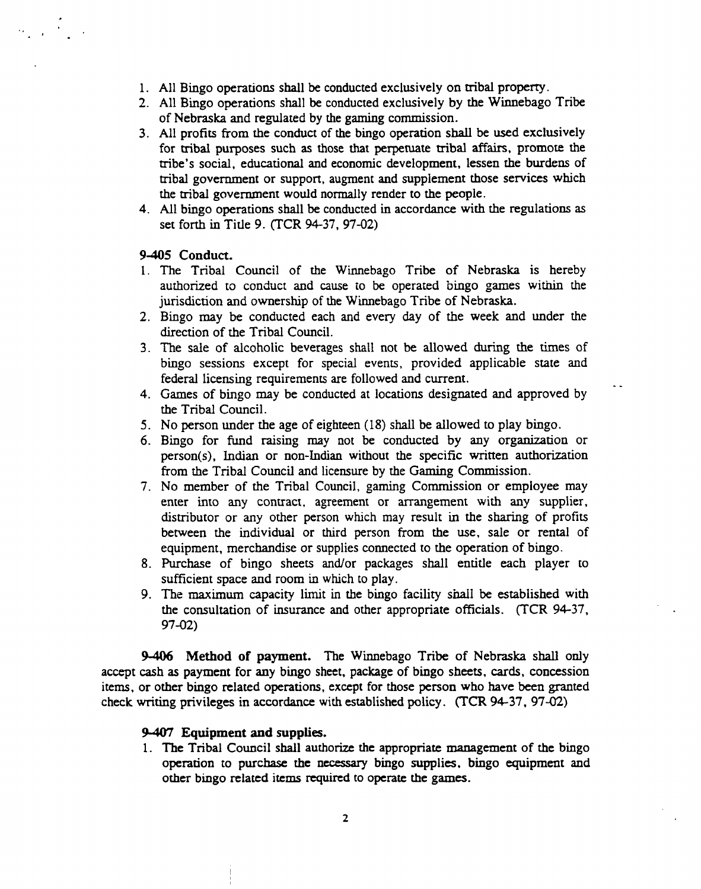1. All Bingo operations shall be conducted exclusively on tribal property.
2. All Bingo operations shall be conducted exclusively by the Winnebago Tribe of Nebraska and regulated by the gaming commission.
3. All profits from the conduct of the bingo operation shall be used exclusively for tribal purposes such as those that perpetuate tribal affairs, promote the tribe's social, educational and economic development, lessen the burdens of tribal government or support, augment and supplement those services which the tribal government would normally render to the people.
4. All bingo operations shall be conducted in accordance with the regulations as set forth in Title 9. (TCR 94-37, 97-02)

**9-405 Conduct.**

1. The Tribal Council of the Winnebago Tribe of Nebraska is hereby authorized to conduct and cause to be operated bingo games within the jurisdiction and ownership of the Winnebago Tribe of Nebraska.
2. Bingo may be conducted each and every day of the week and under the direction of the Tribal Council.
3. The sale of alcoholic beverages shall not be allowed during the times of bingo sessions except for special events, provided applicable state and federal licensing requirements are followed and current.
4. Games of bingo may be conducted at locations designated and approved by the Tribal Council.
5. No person under the age of eighteen (18) shall be allowed to play bingo.
6. Bingo for fund raising may not be conducted by any organization or person(s), Indian or non-Indian without the specific written authorization from the Tribal Council and licensure by the Gaming Commission.
7. No member of the Tribal Council, gaming Commission or employee may enter into any contract, agreement or arrangement with any supplier, distributor or any other person which may result in the sharing of profits between the individual or third person from the use, sale or rental of equipment, merchandise or supplies connected to the operation of bingo.
8. Purchase of bingo sheets and/or packages shall entitle each player to sufficient space and room in which to play.
9. The maximum capacity limit in the bingo facility shall be established with the consultation of insurance and other appropriate officials. (TCR 94-37, 97-02)

**9-406 Method of payment.** The Winnebago Tribe of Nebraska shall only accept cash as payment for any bingo sheet, package of bingo sheets, cards, concession items, or other bingo related operations, except for those person who have been granted check writing privileges in accordance with established policy. (TCR 94-37, 97-02)

**9-407 Equipment and supplies.**

1. The Tribal Council shall authorize the appropriate management of the bingo operation to purchase the necessary bingo supplies, bingo equipment and other bingo related items required to operate the games.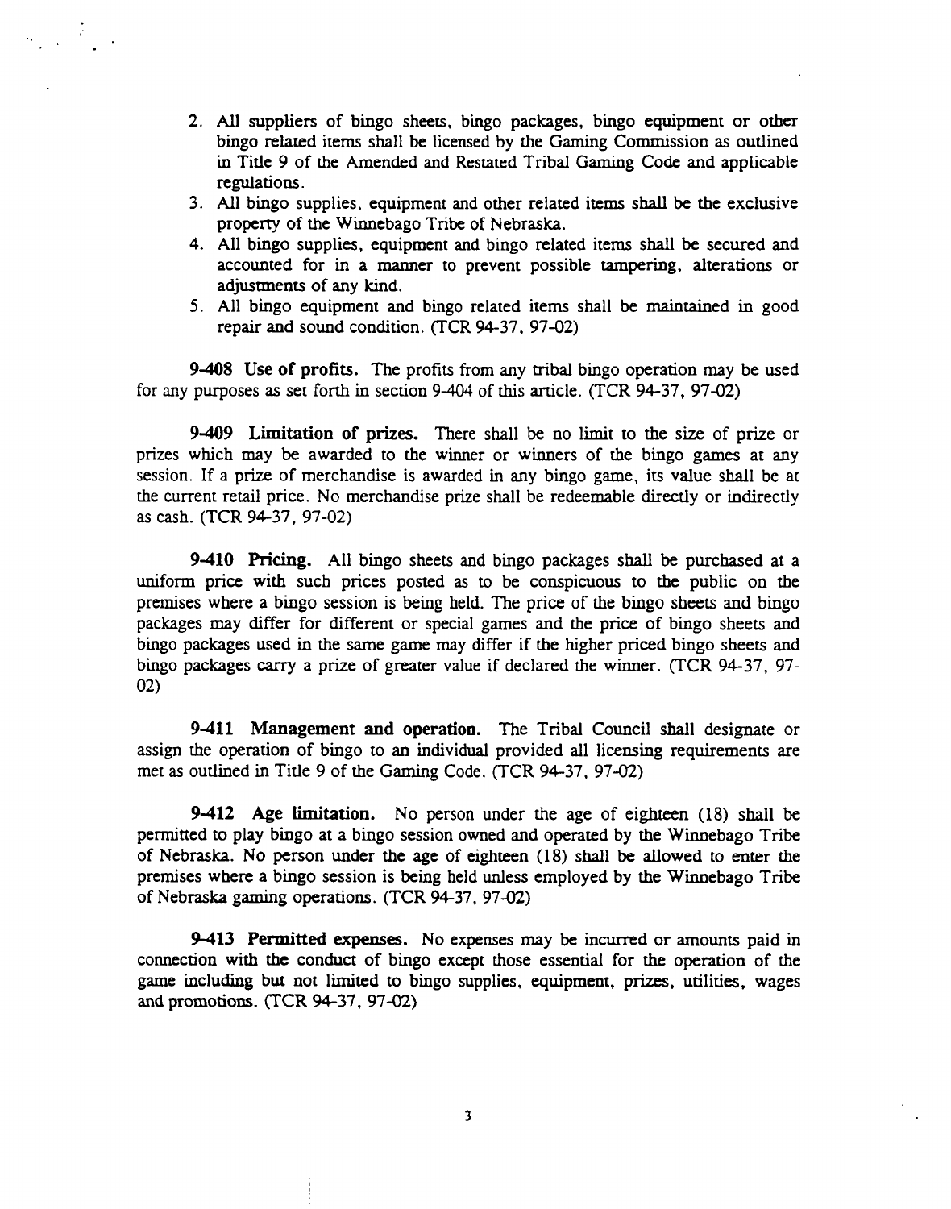2. All suppliers of bingo sheets, bingo packages, bingo equipment or other bingo related items shall be licensed by the Gaming Commission as outlined in Title 9 of the Amended and Restated Tribal Gaming Code and applicable regulations.
3. All bingo supplies, equipment and other related items shall be the exclusive property of the Winnebago Tribe of Nebraska.
4. All bingo supplies, equipment and bingo related items shall be secured and accounted for in a manner to prevent possible tampering, alterations or adjustments of any kind.
5. All bingo equipment and bingo related items shall be maintained in good repair and sound condition. (TCR 94-37, 97-02)

**9-408 Use of profits.** The profits from any tribal bingo operation may be used for any purposes as set forth in section 9-404 of this article. (TCR 94-37, 97-02)

**9-409 Limitation of prizes.** There shall be no limit to the size of prize or prizes which may be awarded to the winner or winners of the bingo games at any session. If a prize of merchandise is awarded in any bingo game, its value shall be at the current retail price. No merchandise prize shall be redeemable directly or indirectly as cash. (TCR 94-37, 97-02)

**9-410 Pricing.** All bingo sheets and bingo packages shall be purchased at a uniform price with such prices posted as to be conspicuous to the public on the premises where a bingo session is being held. The price of the bingo sheets and bingo packages may differ for different or special games and the price of bingo sheets and bingo packages used in the same game may differ if the higher priced bingo sheets and bingo packages carry a prize of greater value if declared the winner. (TCR 94-37, 97-02)

**9-411 Management and operation.** The Tribal Council shall designate or assign the operation of bingo to an individual provided all licensing requirements are met as outlined in Title 9 of the Gaming Code. (TCR 94-37, 97-02)

**9-412 Age limitation.** No person under the age of eighteen (18) shall be permitted to play bingo at a bingo session owned and operated by the Winnebago Tribe of Nebraska. No person under the age of eighteen (18) shall be allowed to enter the premises where a bingo session is being held unless employed by the Winnebago Tribe of Nebraska gaming operations. (TCR 94-37, 97-02)

**9-413 Permitted expenses.** No expenses may be incurred or amounts paid in connection with the conduct of bingo except those essential for the operation of the game including but not limited to bingo supplies, equipment, prizes, utilities, wages and promotions. (TCR 94-37, 97-02)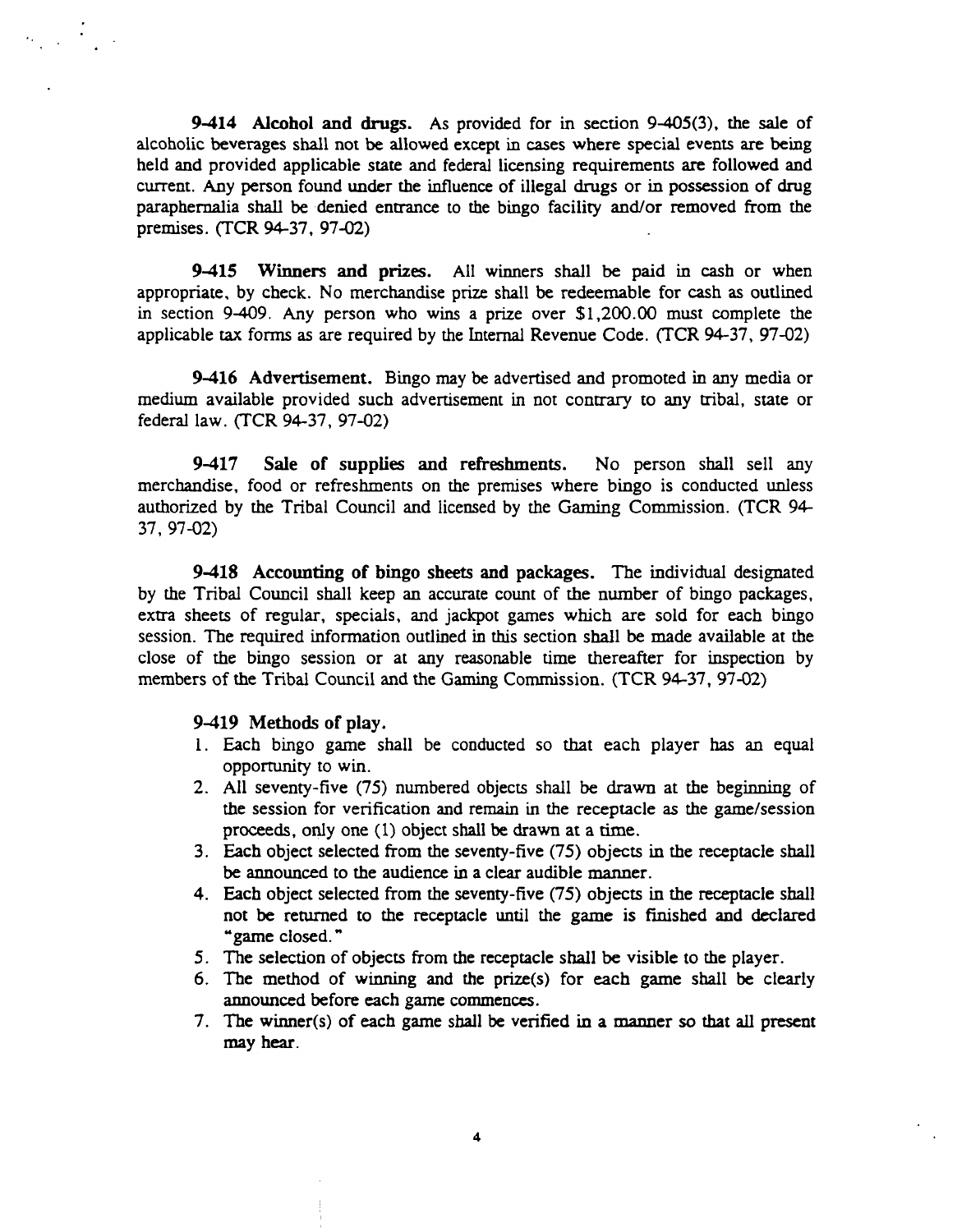**9-414 Alcohol and drugs.** As provided for in section 9-405(3), the sale of alcoholic beverages shall not be allowed except in cases where special events are being held and provided applicable state and federal licensing requirements are followed and current. Any person found under the influence of illegal drugs or in possession of drug paraphernalia shall be denied entrance to the bingo facility and/or removed from the premises. (TCR 94-37, 97-02)

**9-415 Winners and prizes.** All winners shall be paid in cash or when appropriate, by check. No merchandise prize shall be redeemable for cash as outlined in section 9-409. Any person who wins a prize over $1,200.00 must complete the applicable tax forms as are required by the Internal Revenue Code. (TCR 94-37, 97-02)

**9-416 Advertisement.** Bingo may be advertised and promoted in any media or medium available provided such advertisement in not contrary to any tribal, state or federal law. (TCR 94-37, 97-02)

**9-417 Sale of supplies and refreshments.** No person shall sell any merchandise, food or refreshments on the premises where bingo is conducted unless authorized by the Tribal Council and licensed by the Gaming Commission. (TCR 94-37, 97-02)

**9-418 Accounting of bingo sheets and packages.** The individual designated by the Tribal Council shall keep an accurate count of the number of bingo packages, extra sheets of regular, specials, and jackpot games which are sold for each bingo session. The required information outlined in this section shall be made available at the close of the bingo session or at any reasonable time thereafter for inspection by members of the Tribal Council and the Gaming Commission. (TCR 94-37, 97-02)

**9-419 Methods of play.**

1. Each bingo game shall be conducted so that each player has an equal opportunity to win.
2. All seventy-five (75) numbered objects shall be drawn at the beginning of the session for verification and remain in the receptacle as the game/session proceeds, only one (1) object shall be drawn at a time.
3. Each object selected from the seventy-five (75) objects in the receptacle shall be announced to the audience in a clear audible manner.
4. Each object selected from the seventy-five (75) objects in the receptacle shall not be returned to the receptacle until the game is finished and declared "game closed."
5. The selection of objects from the receptacle shall be visible to the player.
6. The method of winning and the prize(s) for each game shall be clearly announced before each game commences.
7. The winner(s) of each game shall be verified in a manner so that all present may hear.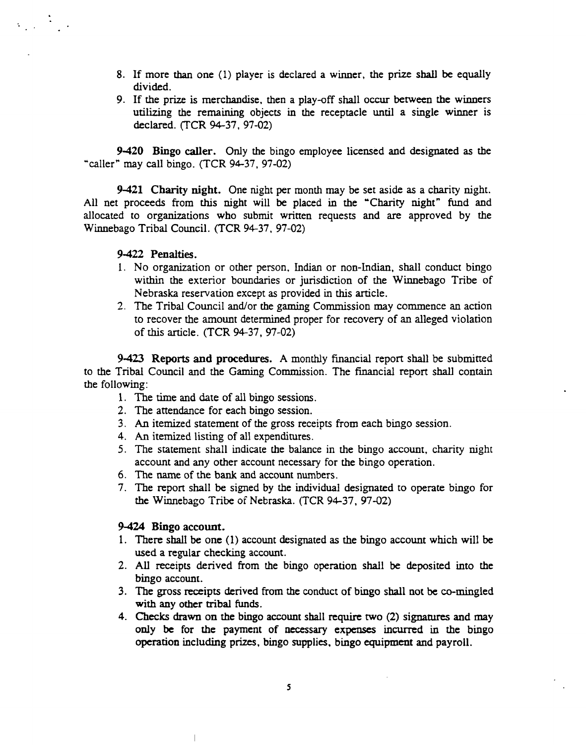8. If more than one (1) player is declared a winner, the prize shall be equally divided.
9. If the prize is merchandise, then a play-off shall occur between the winners utilizing the remaining objects in the receptacle until a single winner is declared. (TCR 94-37, 97-02)

**9-420 Bingo caller.** Only the bingo employee licensed and designated as the "caller" may call bingo. (TCR 94-37, 97-02)

**9-421 Charity night.** One night per month may be set aside as a charity night. All net proceeds from this night will be placed in the "Charity night" fund and allocated to organizations who submit written requests and are approved by the Winnebago Tribal Council. (TCR 94-37, 97-02)

**9-422 Penalties.**

1. No organization or other person, Indian or non-Indian, shall conduct bingo within the exterior boundaries or jurisdiction of the Winnebago Tribe of Nebraska reservation except as provided in this article.
2. The Tribal Council and/or the gaming Commission may commence an action to recover the amount determined proper for recovery of an alleged violation of this article. (TCR 94-37, 97-02)

**9-423 Reports and procedures.** A monthly financial report shall be submitted to the Tribal Council and the Gaming Commission. The financial report shall contain the following:

1. The time and date of all bingo sessions.
2. The attendance for each bingo session.
3. An itemized statement of the gross receipts from each bingo session.
4. An itemized listing of all expenditures.
5. The statement shall indicate the balance in the bingo account, charity night account and any other account necessary for the bingo operation.
6. The name of the bank and account numbers.
7. The report shall be signed by the individual designated to operate bingo for the Winnebago Tribe of Nebraska. (TCR 94-37, 97-02)

**9-424 Bingo account.**

1. There shall be one (1) account designated as the bingo account which will be used a regular checking account.
2. All receipts derived from the bingo operation shall be deposited into the bingo account.
3. The gross receipts derived from the conduct of bingo shall not be co-mingled with any other tribal funds.
4. Checks drawn on the bingo account shall require two (2) signatures and may only be for the payment of necessary expenses incurred in the bingo operation including prizes, bingo supplies, bingo equipment and payroll.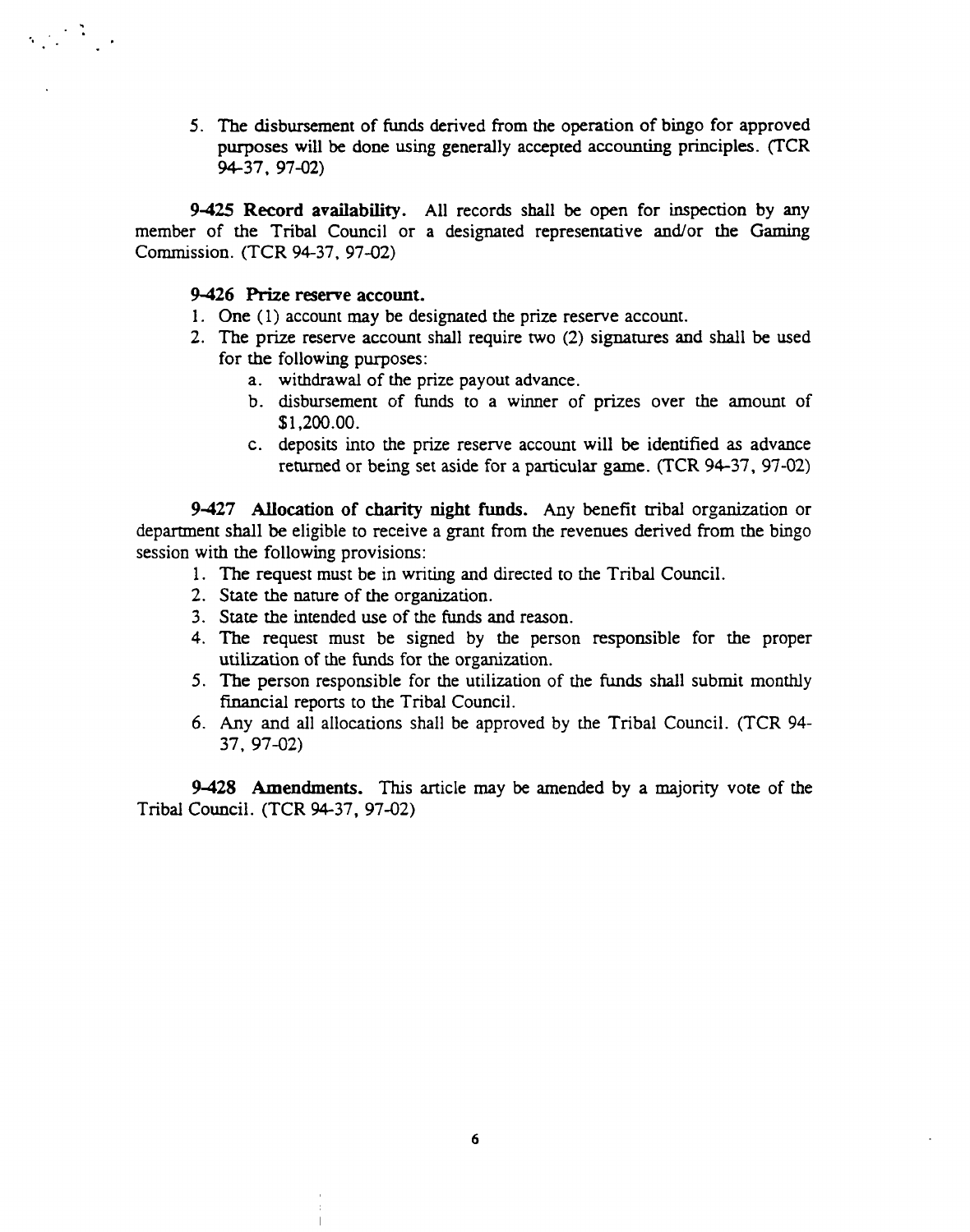5. The disbursement of funds derived from the operation of bingo for approved purposes will be done using generally accepted accounting principles. (TCR 94-37, 97-02)

**9-425 Record availability.** All records shall be open for inspection by any member of the Tribal Council or a designated representative and/or the Gaming Commission. (TCR 94-37, 97-02)

**9-426 Prize reserve account.**

1. One (1) account may be designated the prize reserve account.
2. The prize reserve account shall require two (2) signatures and shall be used for the following purposes:
   a. withdrawal of the prize payout advance.
   b. disbursement of funds to a winner of prizes over the amount of $1,200.00.
   c. deposits into the prize reserve account will be identified as advance returned or being set aside for a particular game. (TCR 94-37, 97-02)

**9-427 Allocation of charity night funds.** Any benefit tribal organization or department shall be eligible to receive a grant from the revenues derived from the bingo session with the following provisions:

1. The request must be in writing and directed to the Tribal Council.
2. State the nature of the organization.
3. State the intended use of the funds and reason.
4. The request must be signed by the person responsible for the proper utilization of the funds for the organization.
5. The person responsible for the utilization of the funds shall submit monthly financial reports to the Tribal Council.
6. Any and all allocations shall be approved by the Tribal Council. (TCR 94-37, 97-02)

**9-428 Amendments.** This article may be amended by a majority vote of the Tribal Council. (TCR 94-37, 97-02)